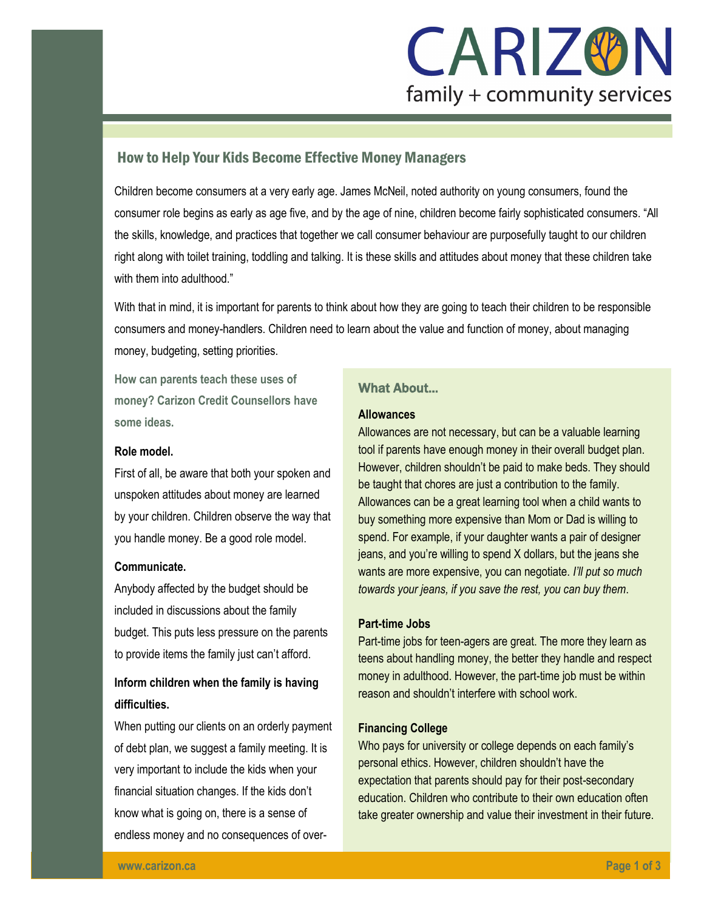CARIZON
family + community services

## How to Help Your Kids Become Effective Money Managers

Children become consumers at a very early age. James McNeil, noted authority on young consumers, found the consumer role begins as early as age five, and by the age of nine, children become fairly sophisticated consumers. "All the skills, knowledge, and practices that together we call consumer behaviour are purposefully taught to our children right along with toilet training, toddling and talking. It is these skills and attitudes about money that these children take with them into adulthood."

With that in mind, it is important for parents to think about how they are going to teach their children to be responsible consumers and money-handlers. Children need to learn about the value and function of money, about managing money, budgeting, setting priorities.

**How can parents teach these uses of money? Carizon Credit Counsellors have some ideas.**

**Role model.**

First of all, be aware that both your spoken and unspoken attitudes about money are learned by your children. Children observe the way that you handle money. Be a good role model.

**Communicate.**

Anybody affected by the budget should be included in discussions about the family budget. This puts less pressure on the parents to provide items the family just can't afford.

**Inform children when the family is having difficulties.**

When putting our clients on an orderly payment of debt plan, we suggest a family meeting. It is very important to include the kids when your financial situation changes. If the kids don't know what is going on, there is a sense of endless money and no consequences of over-

### What About...

**Allowances**

Allowances are not necessary, but can be a valuable learning tool if parents have enough money in their overall budget plan. However, children shouldn't be paid to make beds. They should be taught that chores are just a contribution to the family. Allowances can be a great learning tool when a child wants to buy something more expensive than Mom or Dad is willing to spend. For example, if your daughter wants a pair of designer jeans, and you're willing to spend X dollars, but the jeans she wants are more expensive, you can negotiate. *I'll put so much towards your jeans, if you save the rest, you can buy them*.

**Part-time Jobs**

Part-time jobs for teen-agers are great. The more they learn as teens about handling money, the better they handle and respect money in adulthood. However, the part-time job must be within reason and shouldn't interfere with school work.

**Financing College**

Who pays for university or college depends on each family's personal ethics. However, children shouldn't have the expectation that parents should pay for their post-secondary education. Children who contribute to their own education often take greater ownership and value their investment in their future.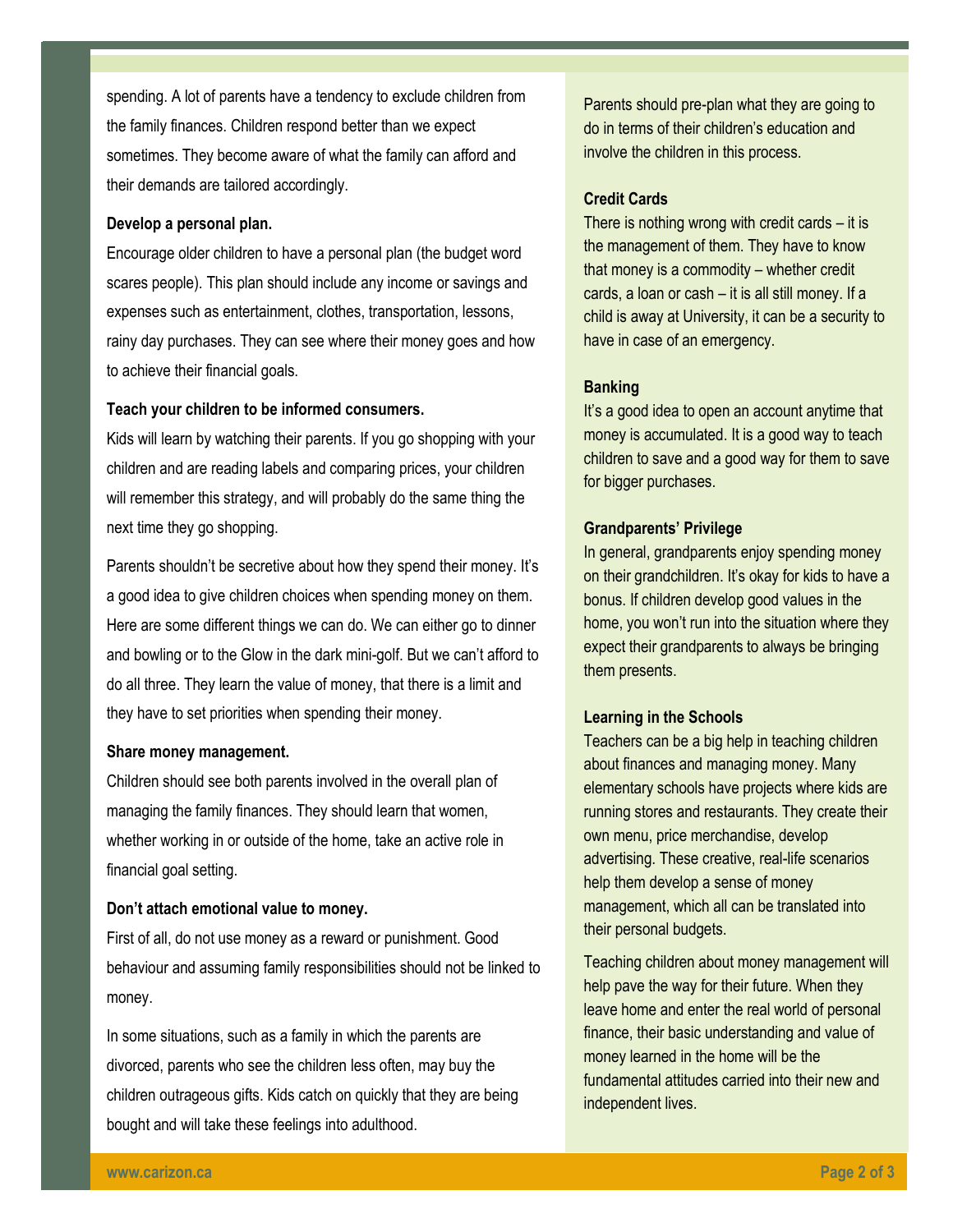spending. A lot of parents have a tendency to exclude children from the family finances. Children respond better than we expect sometimes. They become aware of what the family can afford and their demands are tailored accordingly.

**Develop a personal plan.**

Encourage older children to have a personal plan (the budget word scares people). This plan should include any income or savings and expenses such as entertainment, clothes, transportation, lessons, rainy day purchases. They can see where their money goes and how to achieve their financial goals.

**Teach your children to be informed consumers.**

Kids will learn by watching their parents. If you go shopping with your children and are reading labels and comparing prices, your children will remember this strategy, and will probably do the same thing the next time they go shopping.

Parents shouldn't be secretive about how they spend their money. It's a good idea to give children choices when spending money on them. Here are some different things we can do. We can either go to dinner and bowling or to the Glow in the dark mini-golf. But we can't afford to do all three. They learn the value of money, that there is a limit and they have to set priorities when spending their money.

**Share money management.**

Children should see both parents involved in the overall plan of managing the family finances. They should learn that women, whether working in or outside of the home, take an active role in financial goal setting.

**Don't attach emotional value to money.**

First of all, do not use money as a reward or punishment. Good behaviour and assuming family responsibilities should not be linked to money.

In some situations, such as a family in which the parents are divorced, parents who see the children less often, may buy the children outrageous gifts. Kids catch on quickly that they are being bought and will take these feelings into adulthood.

Parents should pre-plan what they are going to do in terms of their children's education and involve the children in this process.

**Credit Cards**

There is nothing wrong with credit cards – it is the management of them. They have to know that money is a commodity – whether credit cards, a loan or cash – it is all still money. If a child is away at University, it can be a security to have in case of an emergency.

**Banking**

It's a good idea to open an account anytime that money is accumulated. It is a good way to teach children to save and a good way for them to save for bigger purchases.

**Grandparents' Privilege**

In general, grandparents enjoy spending money on their grandchildren. It's okay for kids to have a bonus. If children develop good values in the home, you won't run into the situation where they expect their grandparents to always be bringing them presents.

**Learning in the Schools**

Teachers can be a big help in teaching children about finances and managing money. Many elementary schools have projects where kids are running stores and restaurants. They create their own menu, price merchandise, develop advertising. These creative, real-life scenarios help them develop a sense of money management, which all can be translated into their personal budgets.

Teaching children about money management will help pave the way for their future. When they leave home and enter the real world of personal finance, their basic understanding and value of money learned in the home will be the fundamental attitudes carried into their new and independent lives.